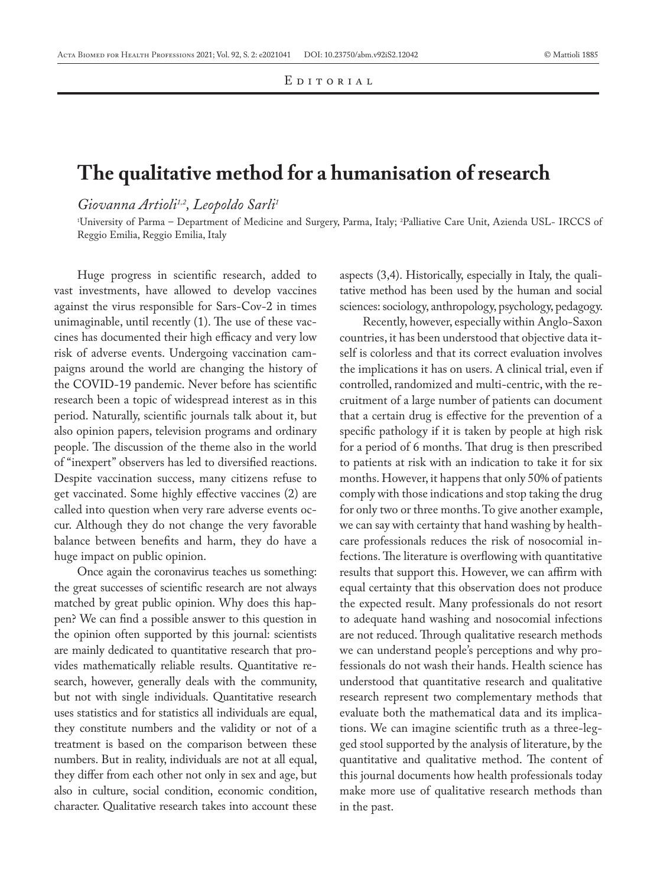Editorial

# The qualitative method for a humanisation of research

*Giovanna Artioli[1,2], Leopoldo Sarli[1]*

[1]University of Parma – Department of Medicine and Surgery, Parma, Italy; [2]Palliative Care Unit, Azienda USL- IRCCS of Reggio Emilia, Reggio Emilia, Italy

Huge progress in scientific research, added to vast investments, have allowed to develop vaccines against the virus responsible for Sars-Cov-2 in times unimaginable, until recently (1). The use of these vaccines has documented their high efficacy and very low risk of adverse events. Undergoing vaccination campaigns around the world are changing the history of the COVID-19 pandemic. Never before has scientific research been a topic of widespread interest as in this period. Naturally, scientific journals talk about it, but also opinion papers, television programs and ordinary people. The discussion of the theme also in the world of "inexpert" observers has led to diversified reactions. Despite vaccination success, many citizens refuse to get vaccinated. Some highly effective vaccines (2) are called into question when very rare adverse events occur. Although they do not change the very favorable balance between benefits and harm, they do have a huge impact on public opinion.

Once again the coronavirus teaches us something: the great successes of scientific research are not always matched by great public opinion. Why does this happen? We can find a possible answer to this question in the opinion often supported by this journal: scientists are mainly dedicated to quantitative research that provides mathematically reliable results. Quantitative research, however, generally deals with the community, but not with single individuals. Quantitative research uses statistics and for statistics all individuals are equal, they constitute numbers and the validity or not of a treatment is based on the comparison between these numbers. But in reality, individuals are not at all equal, they differ from each other not only in sex and age, but also in culture, social condition, economic condition, character. Qualitative research takes into account these aspects (3,4). Historically, especially in Italy, the qualitative method has been used by the human and social sciences: sociology, anthropology, psychology, pedagogy.

Recently, however, especially within Anglo-Saxon countries, it has been understood that objective data itself is colorless and that its correct evaluation involves the implications it has on users. A clinical trial, even if controlled, randomized and multi-centric, with the recruitment of a large number of patients can document that a certain drug is effective for the prevention of a specific pathology if it is taken by people at high risk for a period of 6 months. That drug is then prescribed to patients at risk with an indication to take it for six months. However, it happens that only 50% of patients comply with those indications and stop taking the drug for only two or three months. To give another example, we can say with certainty that hand washing by healthcare professionals reduces the risk of nosocomial infections. The literature is overflowing with quantitative results that support this. However, we can affirm with equal certainty that this observation does not produce the expected result. Many professionals do not resort to adequate hand washing and nosocomial infections are not reduced. Through qualitative research methods we can understand people's perceptions and why professionals do not wash their hands. Health science has understood that quantitative research and qualitative research represent two complementary methods that evaluate both the mathematical data and its implications. We can imagine scientific truth as a three-legged stool supported by the analysis of literature, by the quantitative and qualitative method. The content of this journal documents how health professionals today make more use of qualitative research methods than in the past.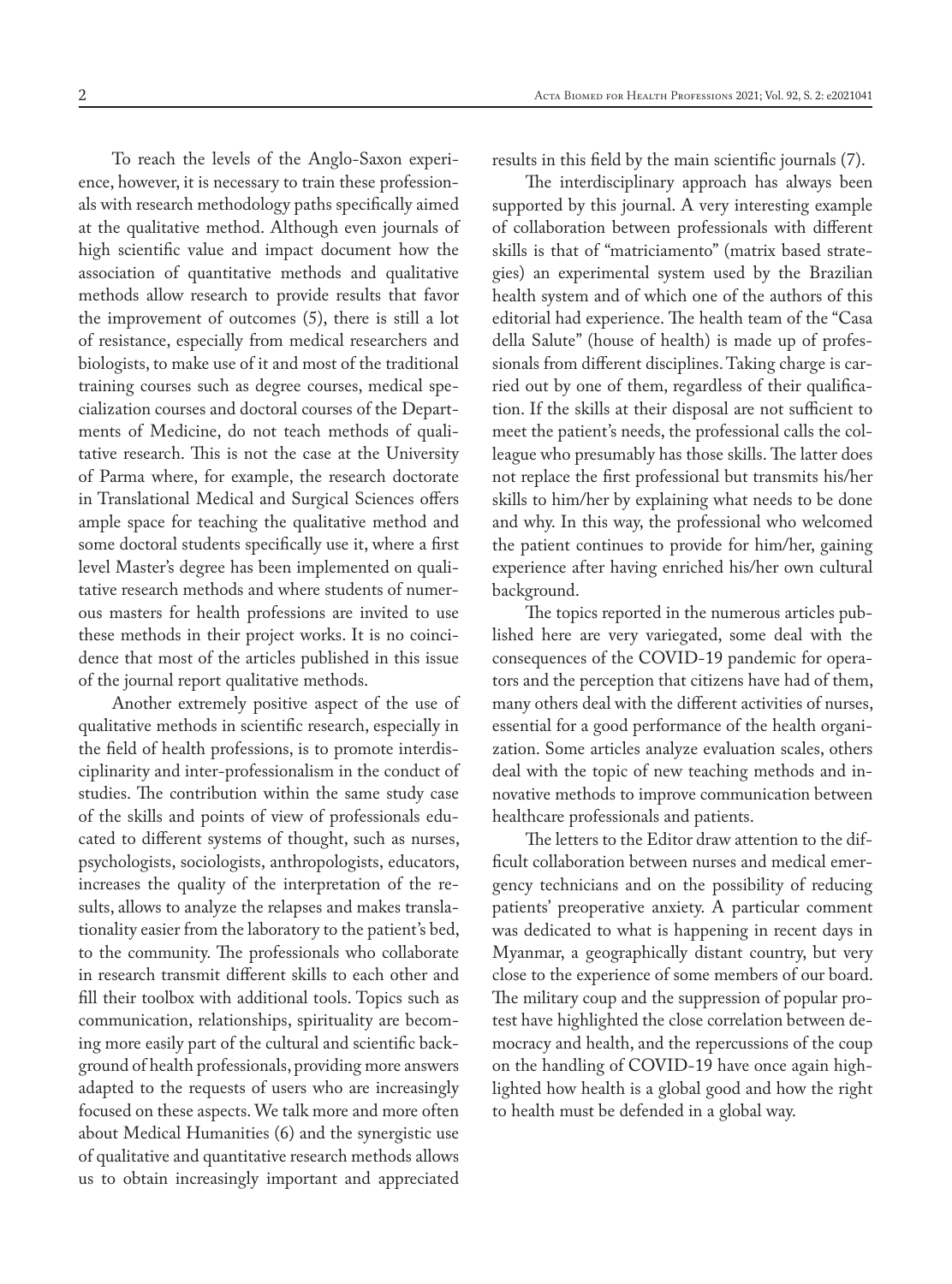To reach the levels of the Anglo-Saxon experience, however, it is necessary to train these professionals with research methodology paths specifically aimed at the qualitative method. Although even journals of high scientific value and impact document how the association of quantitative methods and qualitative methods allow research to provide results that favor the improvement of outcomes (5), there is still a lot of resistance, especially from medical researchers and biologists, to make use of it and most of the traditional training courses such as degree courses, medical specialization courses and doctoral courses of the Departments of Medicine, do not teach methods of qualitative research. This is not the case at the University of Parma where, for example, the research doctorate in Translational Medical and Surgical Sciences offers ample space for teaching the qualitative method and some doctoral students specifically use it, where a first level Master's degree has been implemented on qualitative research methods and where students of numerous masters for health professions are invited to use these methods in their project works. It is no coincidence that most of the articles published in this issue of the journal report qualitative methods.

Another extremely positive aspect of the use of qualitative methods in scientific research, especially in the field of health professions, is to promote interdisciplinarity and inter-professionalism in the conduct of studies. The contribution within the same study case of the skills and points of view of professionals educated to different systems of thought, such as nurses, psychologists, sociologists, anthropologists, educators, increases the quality of the interpretation of the results, allows to analyze the relapses and makes translationality easier from the laboratory to the patient's bed, to the community. The professionals who collaborate in research transmit different skills to each other and fill their toolbox with additional tools. Topics such as communication, relationships, spirituality are becoming more easily part of the cultural and scientific background of health professionals, providing more answers adapted to the requests of users who are increasingly focused on these aspects. We talk more and more often about Medical Humanities (6) and the synergistic use of qualitative and quantitative research methods allows us to obtain increasingly important and appreciated results in this field by the main scientific journals (7).

The interdisciplinary approach has always been supported by this journal. A very interesting example of collaboration between professionals with different skills is that of "matriciamento" (matrix based strategies) an experimental system used by the Brazilian health system and of which one of the authors of this editorial had experience. The health team of the "Casa della Salute" (house of health) is made up of professionals from different disciplines. Taking charge is carried out by one of them, regardless of their qualification. If the skills at their disposal are not sufficient to meet the patient's needs, the professional calls the colleague who presumably has those skills. The latter does not replace the first professional but transmits his/her skills to him/her by explaining what needs to be done and why. In this way, the professional who welcomed the patient continues to provide for him/her, gaining experience after having enriched his/her own cultural background.

The topics reported in the numerous articles published here are very variegated, some deal with the consequences of the COVID-19 pandemic for operators and the perception that citizens have had of them, many others deal with the different activities of nurses, essential for a good performance of the health organization. Some articles analyze evaluation scales, others deal with the topic of new teaching methods and innovative methods to improve communication between healthcare professionals and patients.

The letters to the Editor draw attention to the difficult collaboration between nurses and medical emergency technicians and on the possibility of reducing patients' preoperative anxiety. A particular comment was dedicated to what is happening in recent days in Myanmar, a geographically distant country, but very close to the experience of some members of our board. The military coup and the suppression of popular protest have highlighted the close correlation between democracy and health, and the repercussions of the coup on the handling of COVID-19 have once again highlighted how health is a global good and how the right to health must be defended in a global way.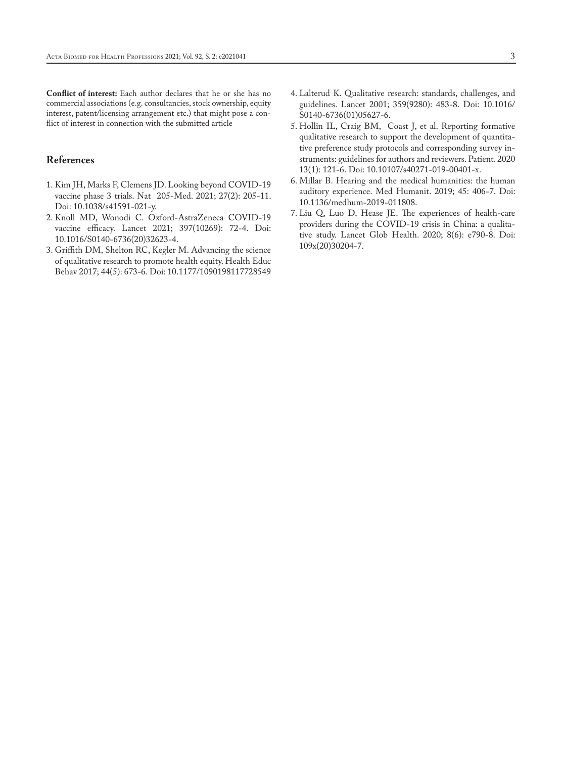**Conflict of interest:** Each author declares that he or she has no commercial associations (e.g. consultancies, stock ownership, equity interest, patent/licensing arrangement etc.) that might pose a conflict of interest in connection with the submitted article

## References

1. Kim JH, Marks F, Clemens JD. Looking beyond COVID-19 vaccine phase 3 trials. Nat 205-Med. 2021; 27(2): 205-11. Doi: 10.1038/s41591-021-y.
2. Knoll MD, Wonodi C. Oxford-AstraZeneca COVID-19 vaccine efficacy. Lancet 2021; 397(10269): 72-4. Doi: 10.1016/S0140-6736(20)32623-4.
3. Griffith DM, Shelton RC, Kegler M. Advancing the science of qualitative research to promote health equity. Health Educ Behav 2017; 44(5): 673-6. Doi: 10.1177/1090198117728549
4. Lalterud K. Qualitative research: standards, challenges, and guidelines. Lancet 2001; 359(9280): 483-8. Doi: 10.1016/S0140-6736(01)05627-6.
5. Hollin IL, Craig BM, Coast J, et al. Reporting formative qualitative research to support the development of quantitative preference study protocols and corresponding survey instruments: guidelines for authors and reviewers. Patient. 2020 13(1): 121-6. Doi: 10.10107/s40271-019-00401-x.
6. Millar B. Hearing and the medical humanities: the human auditory experience. Med Humanit. 2019; 45: 406-7. Doi: 10.1136/medhum-2019-011808.
7. Liu Q, Luo D, Hease JE. The experiences of health-care providers during the COVID-19 crisis in China: a qualitative study. Lancet Glob Health. 2020; 8(6): e790-8. Doi: 109x(20)30204-7.